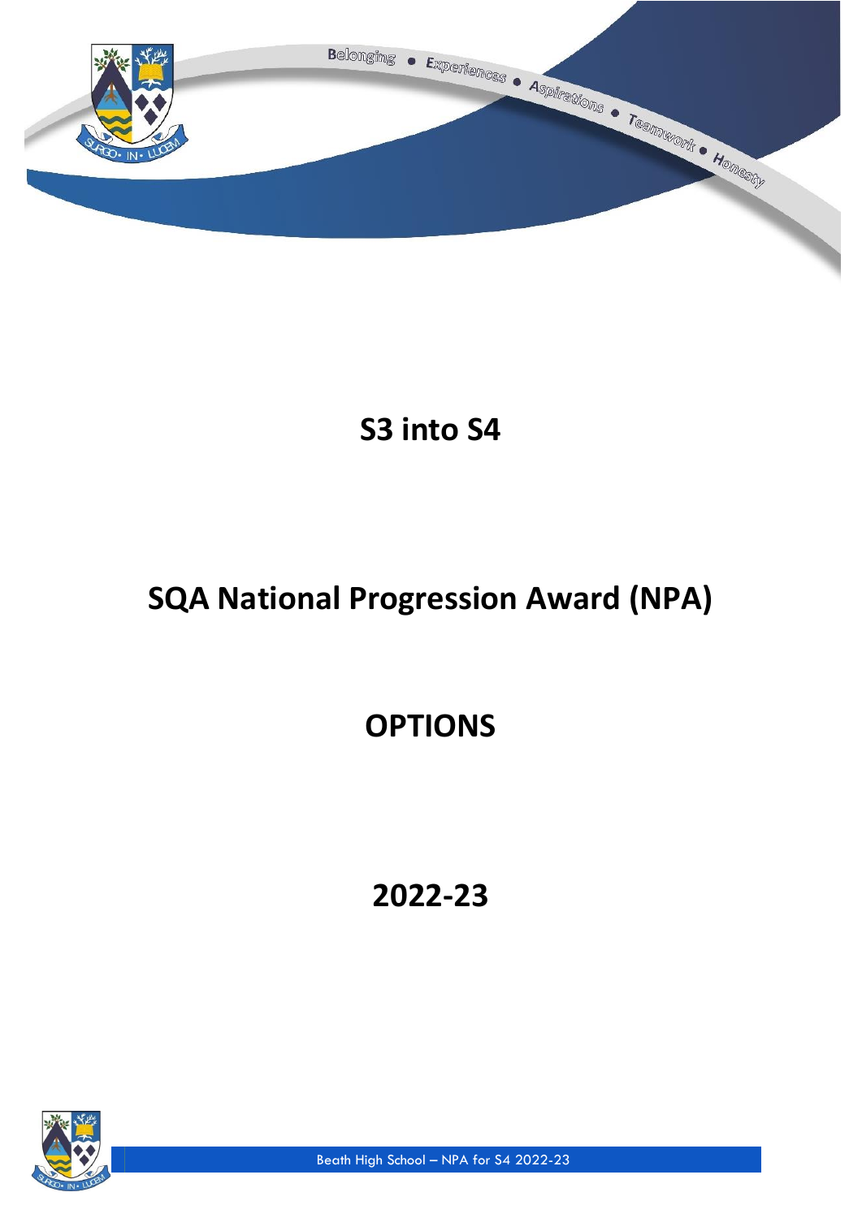Belonging • Experiences • Aspirations • Teamwork • Honesty

# S3 into S4

# SQA National Progression Award (NPA)

# OPTIONS

# 2022-23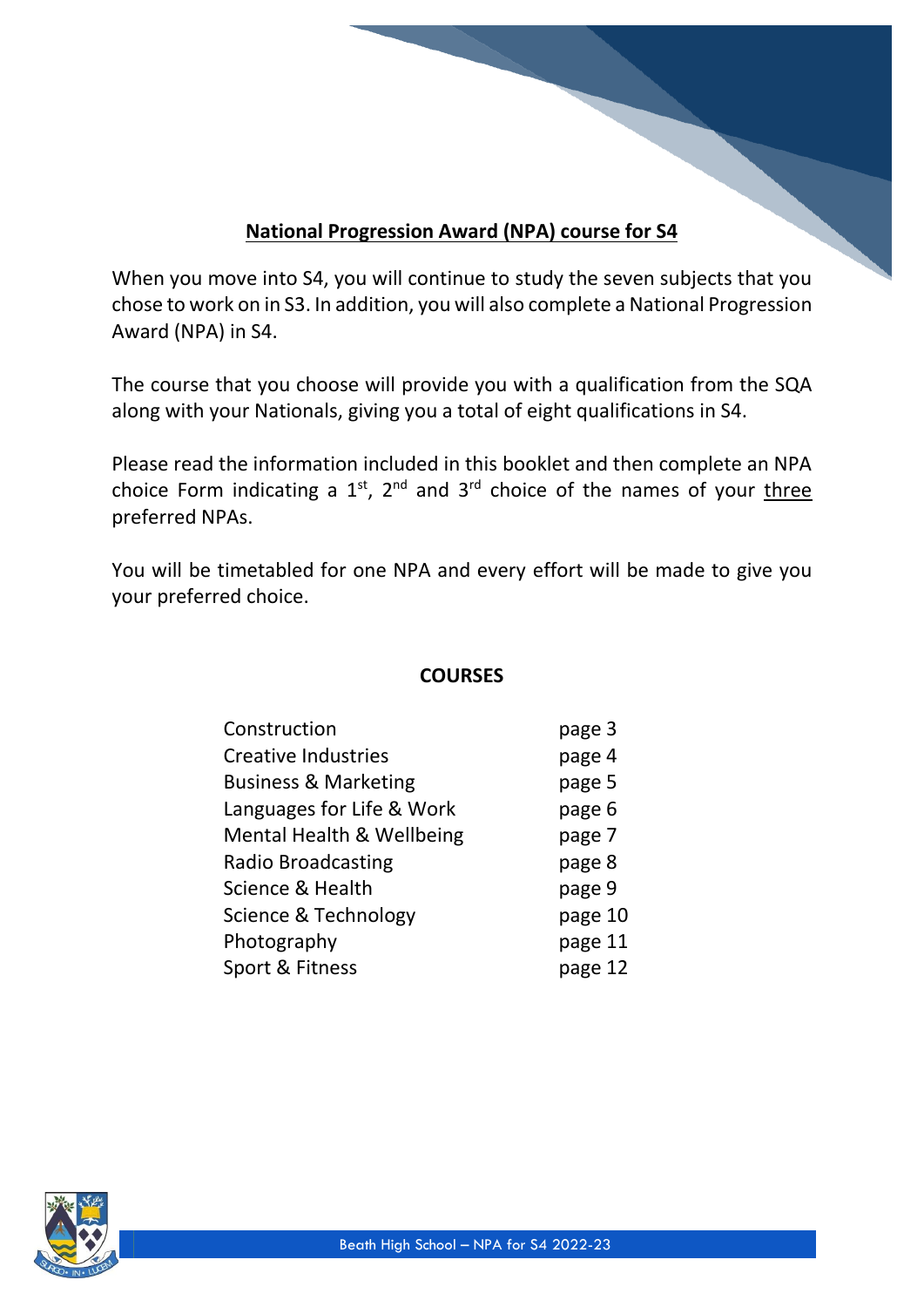## National Progression Award (NPA) course for S4

When you move into S4, you will continue to study the seven subjects that you chose to work on in S3. In addition, you will also complete a National Progression Award (NPA) in S4.

The course that you choose will provide you with a qualification from the SQA along with your Nationals, giving you a total of eight qualifications in S4.

Please read the information included in this booklet and then complete an NPA choice Form indicating a 1st, 2nd and 3rd choice of the names of your three preferred NPAs.

You will be timetabled for one NPA and every effort will be made to give you your preferred choice.

### COURSES

| | |
|---|---|
| Construction | page 3 |
| Creative Industries | page 4 |
| Business & Marketing | page 5 |
| Languages for Life & Work | page 6 |
| Mental Health & Wellbeing | page 7 |
| Radio Broadcasting | page 8 |
| Science & Health | page 9 |
| Science & Technology | page 10 |
| Photography | page 11 |
| Sport & Fitness | page 12 |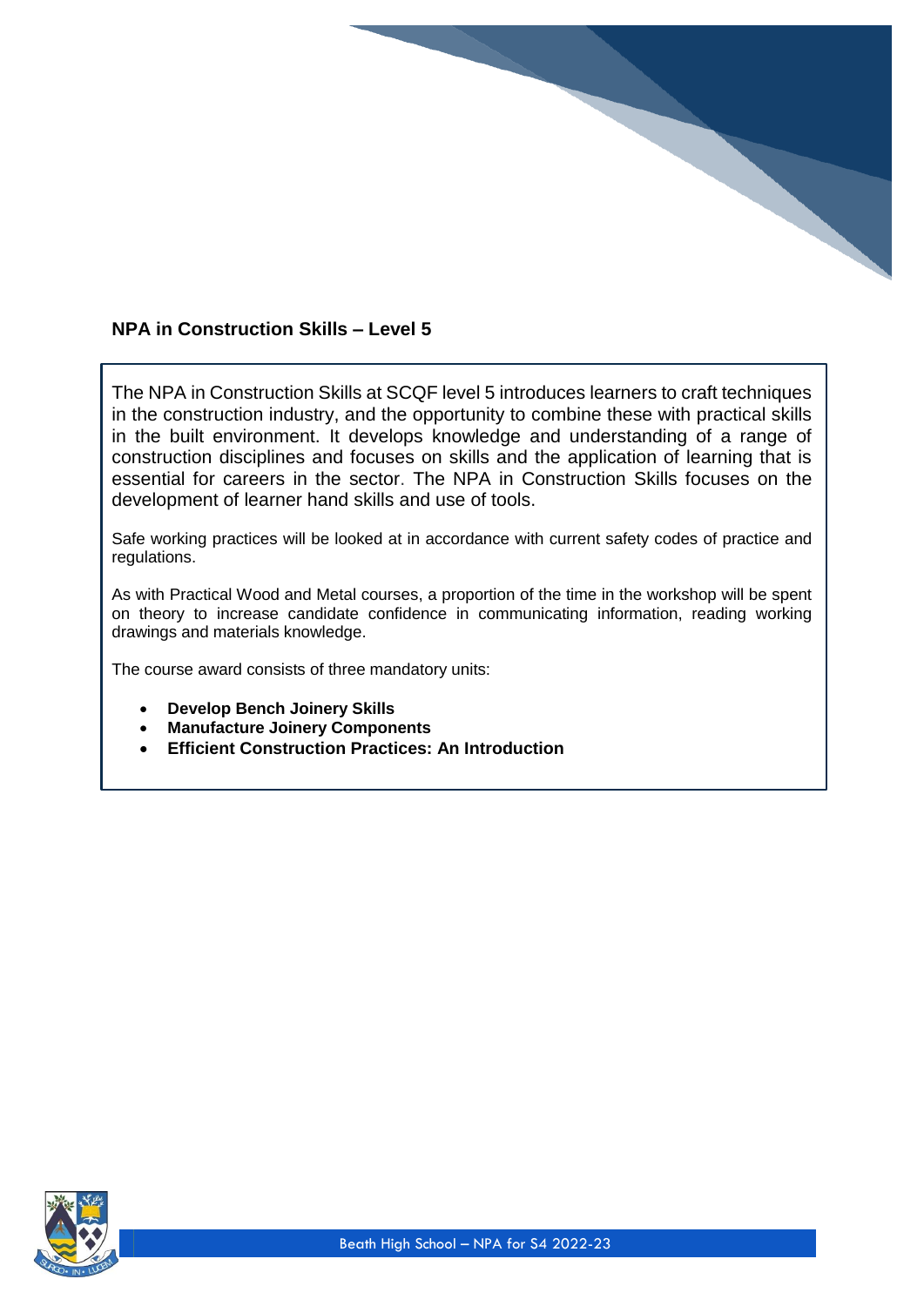## NPA in Construction Skills – Level 5

The NPA in Construction Skills at SCQF level 5 introduces learners to craft techniques in the construction industry, and the opportunity to combine these with practical skills in the built environment. It develops knowledge and understanding of a range of construction disciplines and focuses on skills and the application of learning that is essential for careers in the sector. The NPA in Construction Skills focuses on the development of learner hand skills and use of tools.

Safe working practices will be looked at in accordance with current safety codes of practice and regulations.

As with Practical Wood and Metal courses, a proportion of the time in the workshop will be spent on theory to increase candidate confidence in communicating information, reading working drawings and materials knowledge.

The course award consists of three mandatory units:

- **Develop Bench Joinery Skills**
- **Manufacture Joinery Components**
- **Efficient Construction Practices: An Introduction**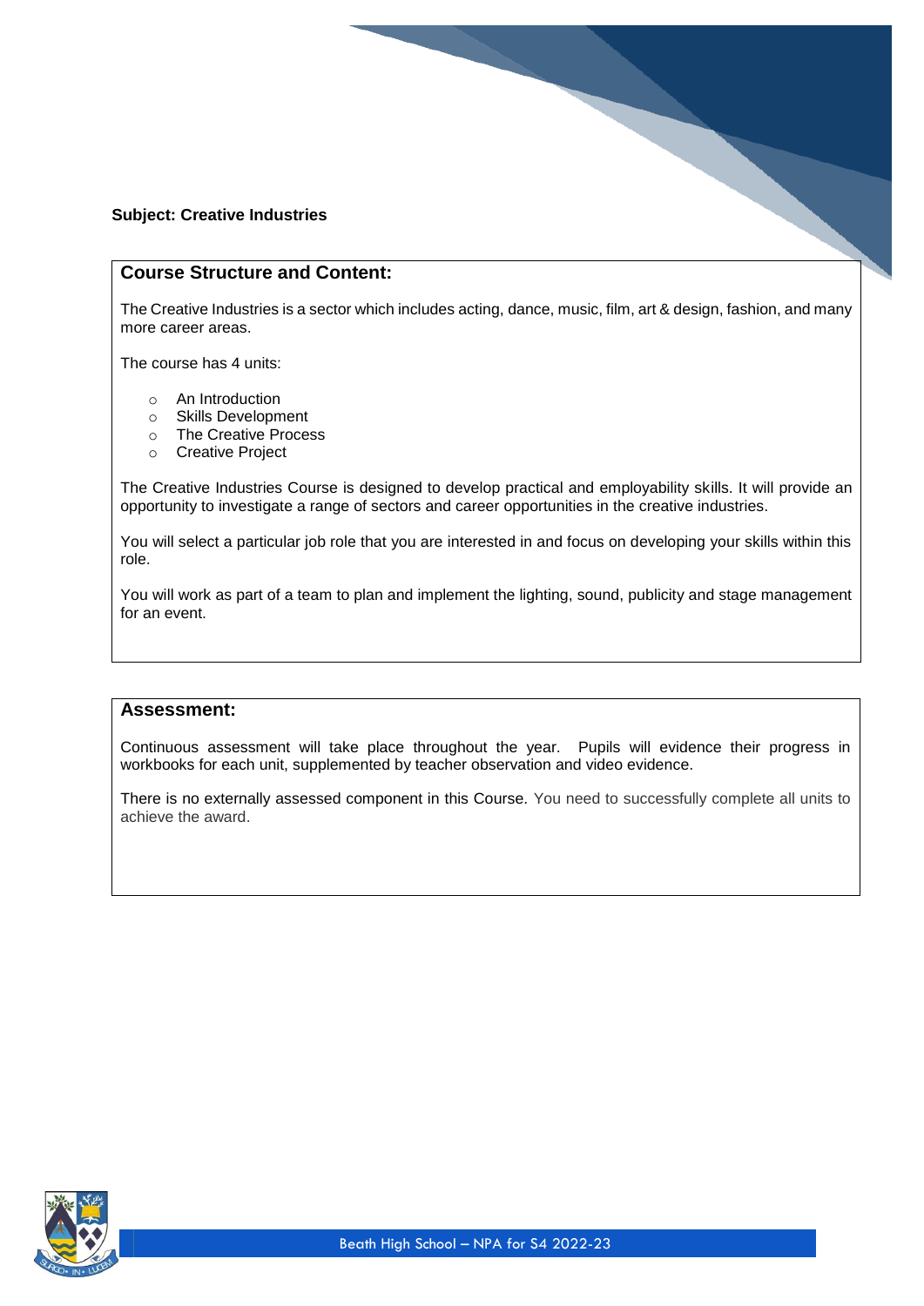**Subject: Creative Industries**

## Course Structure and Content:

The Creative Industries is a sector which includes acting, dance, music, film, art & design, fashion, and many more career areas.

The course has 4 units:

- An Introduction
- Skills Development
- The Creative Process
- Creative Project

The Creative Industries Course is designed to develop practical and employability skills. It will provide an opportunity to investigate a range of sectors and career opportunities in the creative industries.

You will select a particular job role that you are interested in and focus on developing your skills within this role.

You will work as part of a team to plan and implement the lighting, sound, publicity and stage management for an event.

## Assessment:

Continuous assessment will take place throughout the year. Pupils will evidence their progress in workbooks for each unit, supplemented by teacher observation and video evidence.

There is no externally assessed component in this Course. You need to successfully complete all units to achieve the award.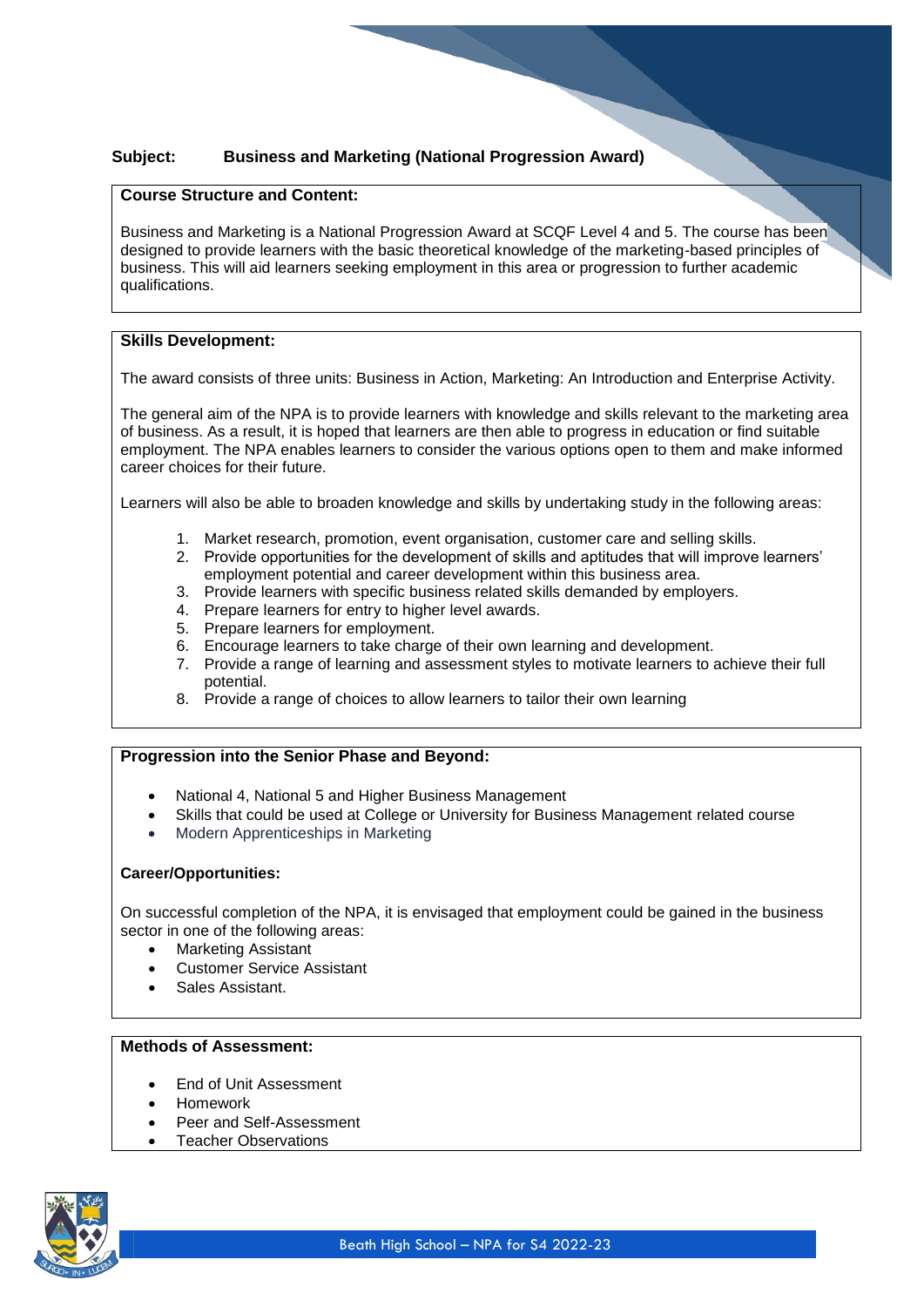**Subject:** **Business and Marketing (National Progression Award)**

## Course Structure and Content:

Business and Marketing is a National Progression Award at SCQF Level 4 and 5. The course has been designed to provide learners with the basic theoretical knowledge of the marketing-based principles of business. This will aid learners seeking employment in this area or progression to further academic qualifications.

## Skills Development:

The award consists of three units: Business in Action, Marketing: An Introduction and Enterprise Activity.

The general aim of the NPA is to provide learners with knowledge and skills relevant to the marketing area of business. As a result, it is hoped that learners are then able to progress in education or find suitable employment. The NPA enables learners to consider the various options open to them and make informed career choices for their future.

Learners will also be able to broaden knowledge and skills by undertaking study in the following areas:

1. Market research, promotion, event organisation, customer care and selling skills.
2. Provide opportunities for the development of skills and aptitudes that will improve learners' employment potential and career development within this business area.
3. Provide learners with specific business related skills demanded by employers.
4. Prepare learners for entry to higher level awards.
5. Prepare learners for employment.
6. Encourage learners to take charge of their own learning and development.
7. Provide a range of learning and assessment styles to motivate learners to achieve their full potential.
8. Provide a range of choices to allow learners to tailor their own learning

## Progression into the Senior Phase and Beyond:

- National 4, National 5 and Higher Business Management
- Skills that could be used at College or University for Business Management related course
- Modern Apprenticeships in Marketing

### Career/Opportunities:

On successful completion of the NPA, it is envisaged that employment could be gained in the business sector in one of the following areas:

- Marketing Assistant
- Customer Service Assistant
- Sales Assistant.

## Methods of Assessment:

- End of Unit Assessment
- Homework
- Peer and Self-Assessment
- Teacher Observations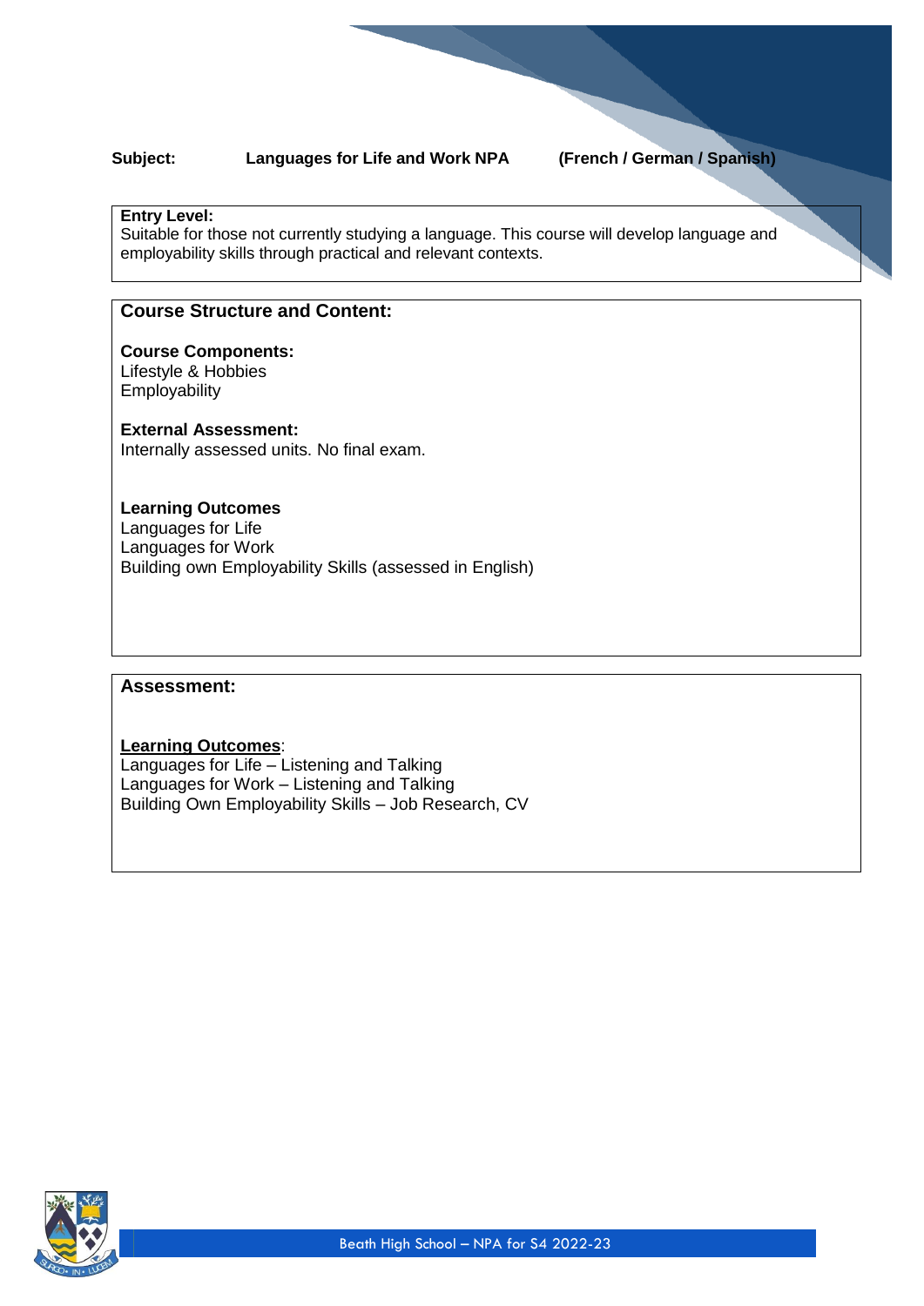**Subject:** **Languages for Life and Work NPA** **(French / German / Spanish)**

**Entry Level:**
Suitable for those not currently studying a language. This course will develop language and employability skills through practical and relevant contexts.

## Course Structure and Content:

**Course Components:**
Lifestyle & Hobbies
Employability

**External Assessment:**
Internally assessed units. No final exam.

**Learning Outcomes**
Languages for Life
Languages for Work
Building own Employability Skills (assessed in English)

## Assessment:

**Learning Outcomes**:
Languages for Life – Listening and Talking
Languages for Work – Listening and Talking
Building Own Employability Skills – Job Research, CV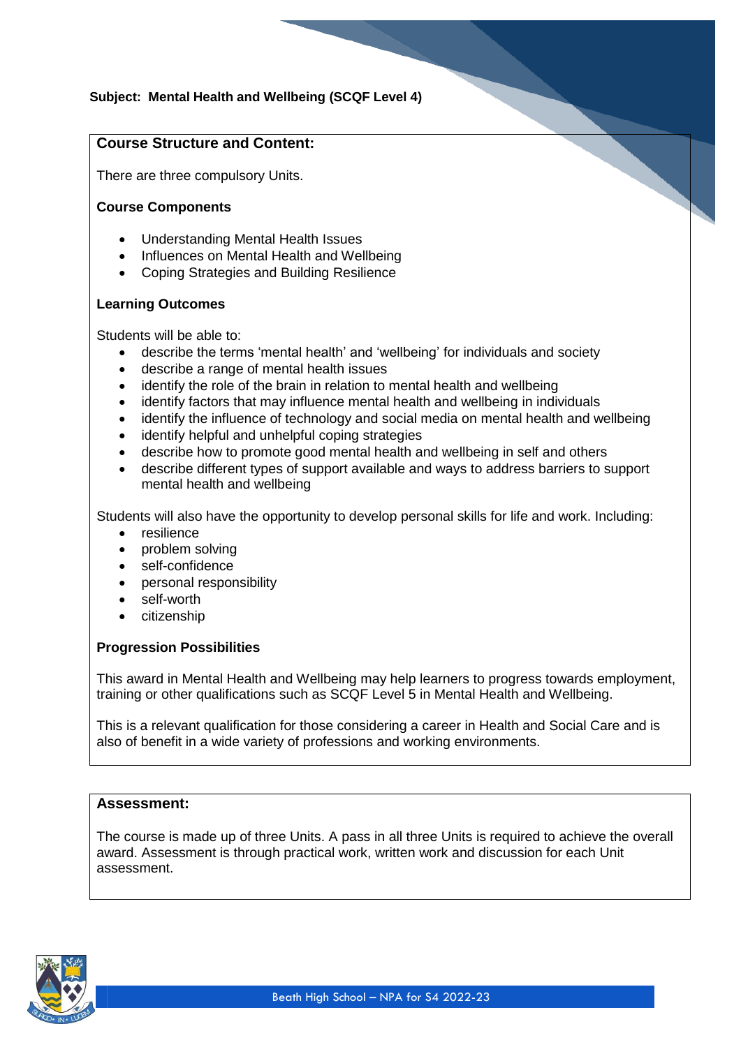**Subject: Mental Health and Wellbeing (SCQF Level 4)**

## Course Structure and Content:

There are three compulsory Units.

**Course Components**

- Understanding Mental Health Issues
- Influences on Mental Health and Wellbeing
- Coping Strategies and Building Resilience

**Learning Outcomes**

Students will be able to:

- describe the terms 'mental health' and 'wellbeing' for individuals and society
- describe a range of mental health issues
- identify the role of the brain in relation to mental health and wellbeing
- identify factors that may influence mental health and wellbeing in individuals
- identify the influence of technology and social media on mental health and wellbeing
- identify helpful and unhelpful coping strategies
- describe how to promote good mental health and wellbeing in self and others
- describe different types of support available and ways to address barriers to support mental health and wellbeing

Students will also have the opportunity to develop personal skills for life and work. Including:

- resilience
- problem solving
- self-confidence
- personal responsibility
- self-worth
- citizenship

**Progression Possibilities**

This award in Mental Health and Wellbeing may help learners to progress towards employment, training or other qualifications such as SCQF Level 5 in Mental Health and Wellbeing.

This is a relevant qualification for those considering a career in Health and Social Care and is also of benefit in a wide variety of professions and working environments.

## Assessment:

The course is made up of three Units. A pass in all three Units is required to achieve the overall award. Assessment is through practical work, written work and discussion for each Unit assessment.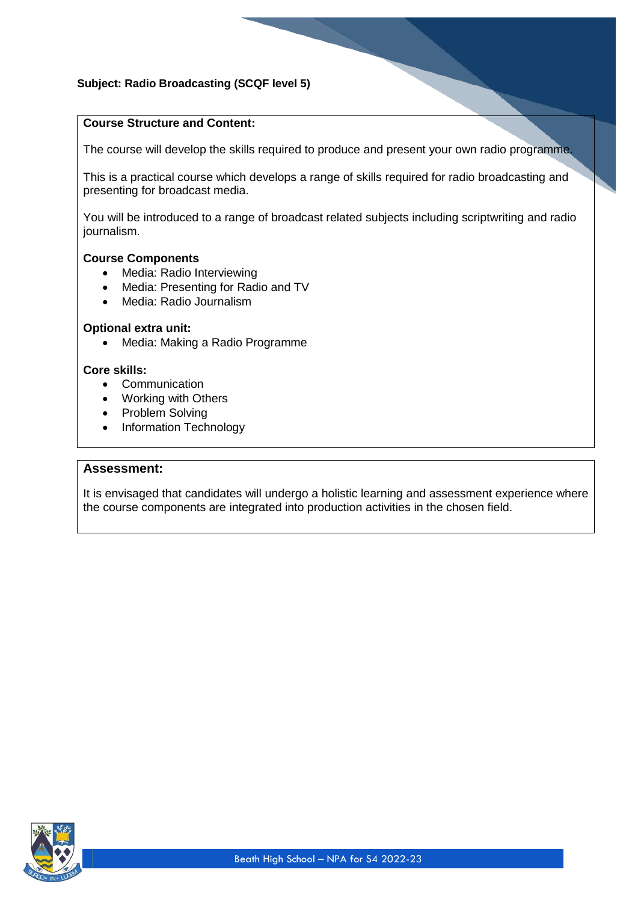**Subject: Radio Broadcasting (SCQF level 5)**

**Course Structure and Content:**

The course will develop the skills required to produce and present your own radio programme.

This is a practical course which develops a range of skills required for radio broadcasting and presenting for broadcast media.

You will be introduced to a range of broadcast related subjects including scriptwriting and radio journalism.

**Course Components**

- Media: Radio Interviewing
- Media: Presenting for Radio and TV
- Media: Radio Journalism

**Optional extra unit:**

- Media: Making a Radio Programme

**Core skills:**

- Communication
- Working with Others
- Problem Solving
- Information Technology

**Assessment:**

It is envisaged that candidates will undergo a holistic learning and assessment experience where the course components are integrated into production activities in the chosen field.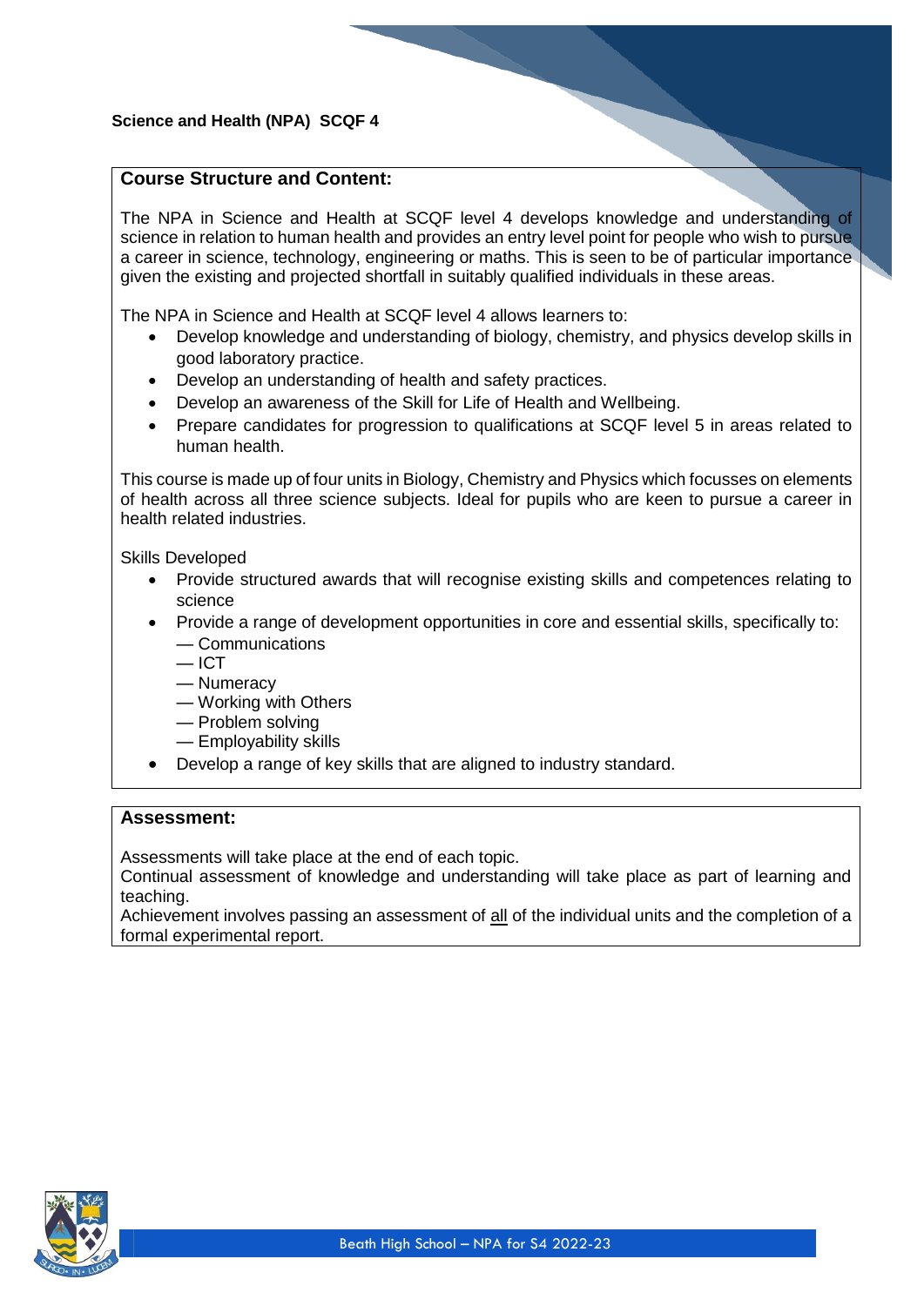## Science and Health (NPA) SCQF 4

### Course Structure and Content:

The NPA in Science and Health at SCQF level 4 develops knowledge and understanding of science in relation to human health and provides an entry level point for people who wish to pursue a career in science, technology, engineering or maths. This is seen to be of particular importance given the existing and projected shortfall in suitably qualified individuals in these areas.

The NPA in Science and Health at SCQF level 4 allows learners to:

- Develop knowledge and understanding of biology, chemistry, and physics develop skills in good laboratory practice.
- Develop an understanding of health and safety practices.
- Develop an awareness of the Skill for Life of Health and Wellbeing.
- Prepare candidates for progression to qualifications at SCQF level 5 in areas related to human health.

This course is made up of four units in Biology, Chemistry and Physics which focusses on elements of health across all three science subjects. Ideal for pupils who are keen to pursue a career in health related industries.

Skills Developed

- Provide structured awards that will recognise existing skills and competences relating to science
- Provide a range of development opportunities in core and essential skills, specifically to:
  — Communications
  — ICT
  — Numeracy
  — Working with Others
  — Problem solving
  — Employability skills
- Develop a range of key skills that are aligned to industry standard.

### Assessment:

Assessments will take place at the end of each topic.
Continual assessment of knowledge and understanding will take place as part of learning and teaching.
Achievement involves passing an assessment of all of the individual units and the completion of a formal experimental report.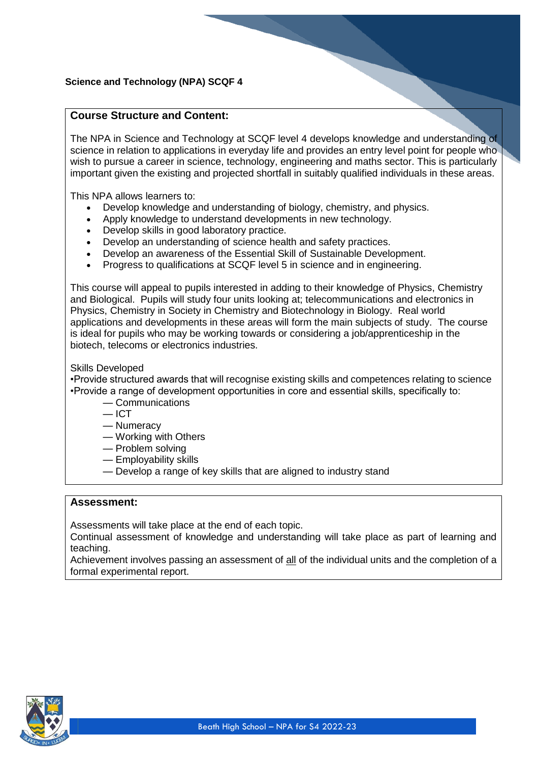**Science and Technology (NPA) SCQF 4**

## Course Structure and Content:

The NPA in Science and Technology at SCQF level 4 develops knowledge and understanding of science in relation to applications in everyday life and provides an entry level point for people who wish to pursue a career in science, technology, engineering and maths sector. This is particularly important given the existing and projected shortfall in suitably qualified individuals in these areas.

This NPA allows learners to:

- Develop knowledge and understanding of biology, chemistry, and physics.
- Apply knowledge to understand developments in new technology.
- Develop skills in good laboratory practice.
- Develop an understanding of science health and safety practices.
- Develop an awareness of the Essential Skill of Sustainable Development.
- Progress to qualifications at SCQF level 5 in science and in engineering.

This course will appeal to pupils interested in adding to their knowledge of Physics, Chemistry and Biological. Pupils will study four units looking at; telecommunications and electronics in Physics, Chemistry in Society in Chemistry and Biotechnology in Biology. Real world applications and developments in these areas will form the main subjects of study. The course is ideal for pupils who may be working towards or considering a job/apprenticeship in the biotech, telecoms or electronics industries.

Skills Developed

•Provide structured awards that will recognise existing skills and competences relating to science
•Provide a range of development opportunities in core and essential skills, specifically to:

— Communications
— ICT
— Numeracy
— Working with Others
— Problem solving
— Employability skills
— Develop a range of key skills that are aligned to industry stand

## Assessment:

Assessments will take place at the end of each topic.
Continual assessment of knowledge and understanding will take place as part of learning and teaching.
Achievement involves passing an assessment of all of the individual units and the completion of a formal experimental report.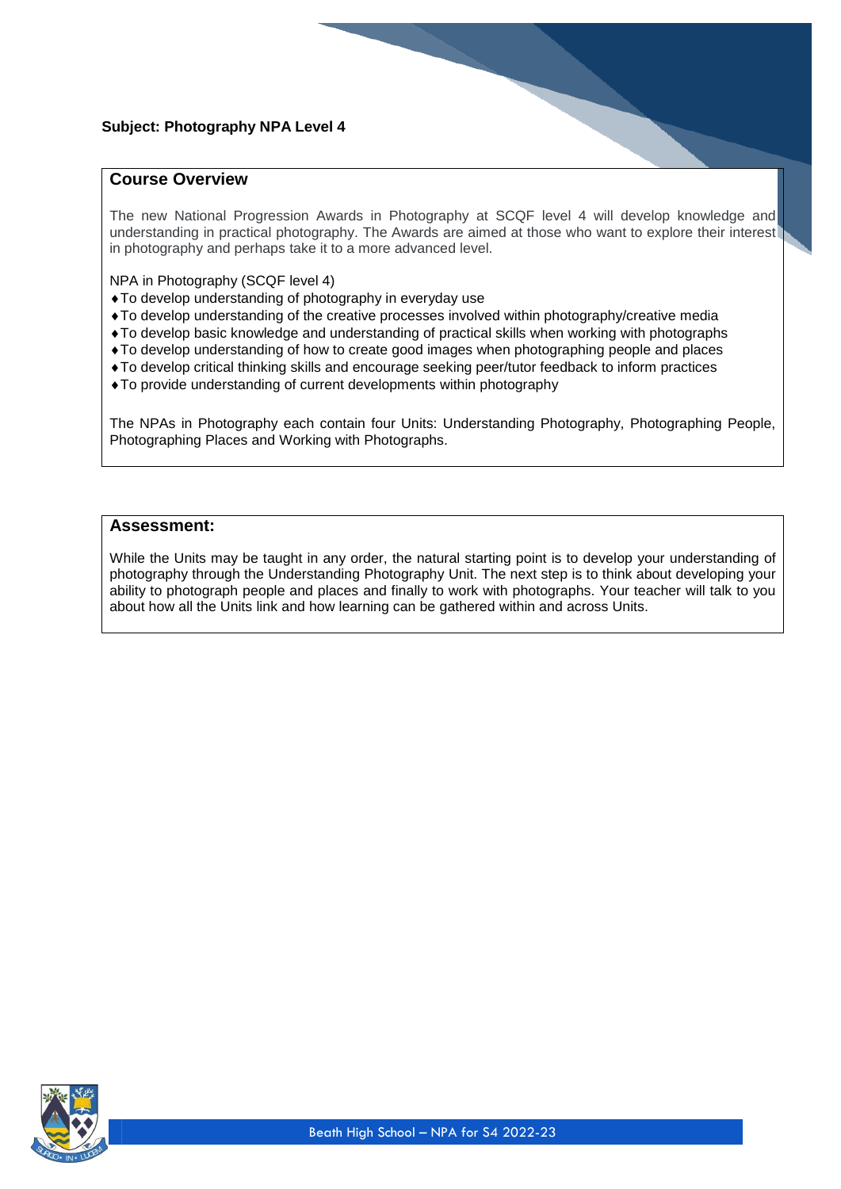**Subject: Photography NPA Level 4**

## Course Overview

The new National Progression Awards in Photography at SCQF level 4 will develop knowledge and understanding in practical photography. The Awards are aimed at those who want to explore their interest in photography and perhaps take it to a more advanced level.

NPA in Photography (SCQF level 4)

- To develop understanding of photography in everyday use
- To develop understanding of the creative processes involved within photography/creative media
- To develop basic knowledge and understanding of practical skills when working with photographs
- To develop understanding of how to create good images when photographing people and places
- To develop critical thinking skills and encourage seeking peer/tutor feedback to inform practices
- To provide understanding of current developments within photography

The NPAs in Photography each contain four Units: Understanding Photography, Photographing People, Photographing Places and Working with Photographs.

## Assessment:

While the Units may be taught in any order, the natural starting point is to develop your understanding of photography through the Understanding Photography Unit. The next step is to think about developing your ability to photograph people and places and finally to work with photographs. Your teacher will talk to you about how all the Units link and how learning can be gathered within and across Units.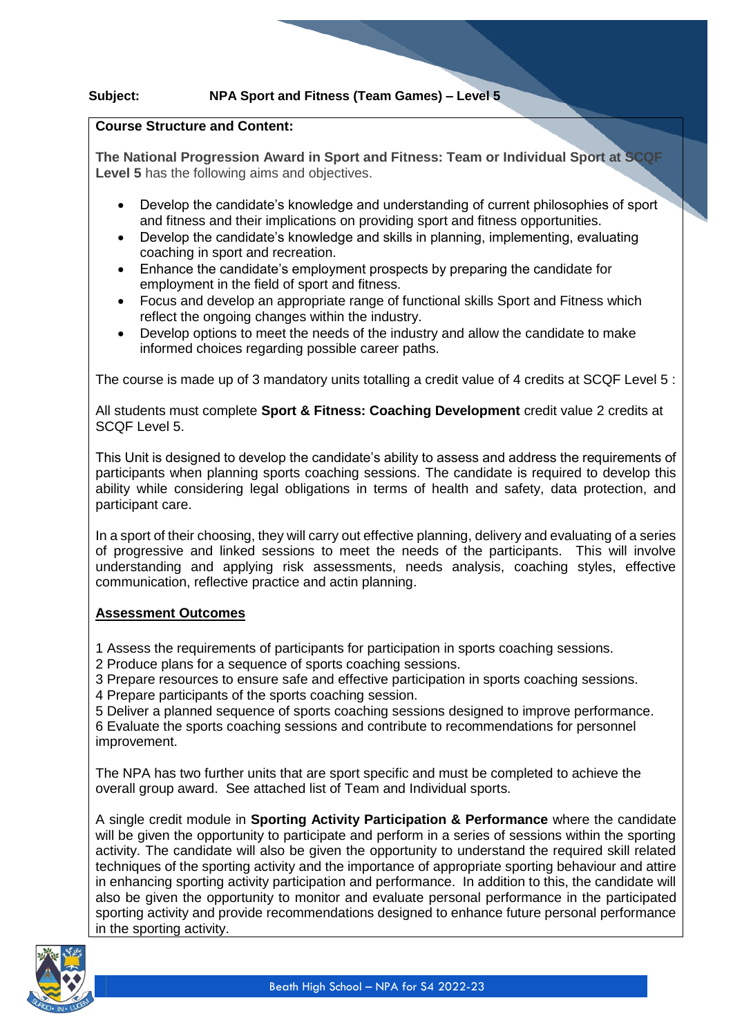**Subject:** **NPA Sport and Fitness (Team Games) – Level 5**

**Course Structure and Content:**

**The National Progression Award in Sport and Fitness: Team or Individual Sport at SCQF Level 5** has the following aims and objectives.

- Develop the candidate's knowledge and understanding of current philosophies of sport and fitness and their implications on providing sport and fitness opportunities.
- Develop the candidate's knowledge and skills in planning, implementing, evaluating coaching in sport and recreation.
- Enhance the candidate's employment prospects by preparing the candidate for employment in the field of sport and fitness.
- Focus and develop an appropriate range of functional skills Sport and Fitness which reflect the ongoing changes within the industry.
- Develop options to meet the needs of the industry and allow the candidate to make informed choices regarding possible career paths.

The course is made up of 3 mandatory units totalling a credit value of 4 credits at SCQF Level 5 :

All students must complete **Sport & Fitness: Coaching Development** credit value 2 credits at SCQF Level 5.

This Unit is designed to develop the candidate's ability to assess and address the requirements of participants when planning sports coaching sessions. The candidate is required to develop this ability while considering legal obligations in terms of health and safety, data protection, and participant care.

In a sport of their choosing, they will carry out effective planning, delivery and evaluating of a series of progressive and linked sessions to meet the needs of the participants. This will involve understanding and applying risk assessments, needs analysis, coaching styles, effective communication, reflective practice and actin planning.

**Assessment Outcomes**

1 Assess the requirements of participants for participation in sports coaching sessions.
2 Produce plans for a sequence of sports coaching sessions.
3 Prepare resources to ensure safe and effective participation in sports coaching sessions.
4 Prepare participants of the sports coaching session.
5 Deliver a planned sequence of sports coaching sessions designed to improve performance.
6 Evaluate the sports coaching sessions and contribute to recommendations for personnel improvement.

The NPA has two further units that are sport specific and must be completed to achieve the overall group award. See attached list of Team and Individual sports.

A single credit module in **Sporting Activity Participation & Performance** where the candidate will be given the opportunity to participate and perform in a series of sessions within the sporting activity. The candidate will also be given the opportunity to understand the required skill related techniques of the sporting activity and the importance of appropriate sporting behaviour and attire in enhancing sporting activity participation and performance. In addition to this, the candidate will also be given the opportunity to monitor and evaluate personal performance in the participated sporting activity and provide recommendations designed to enhance future personal performance in the sporting activity.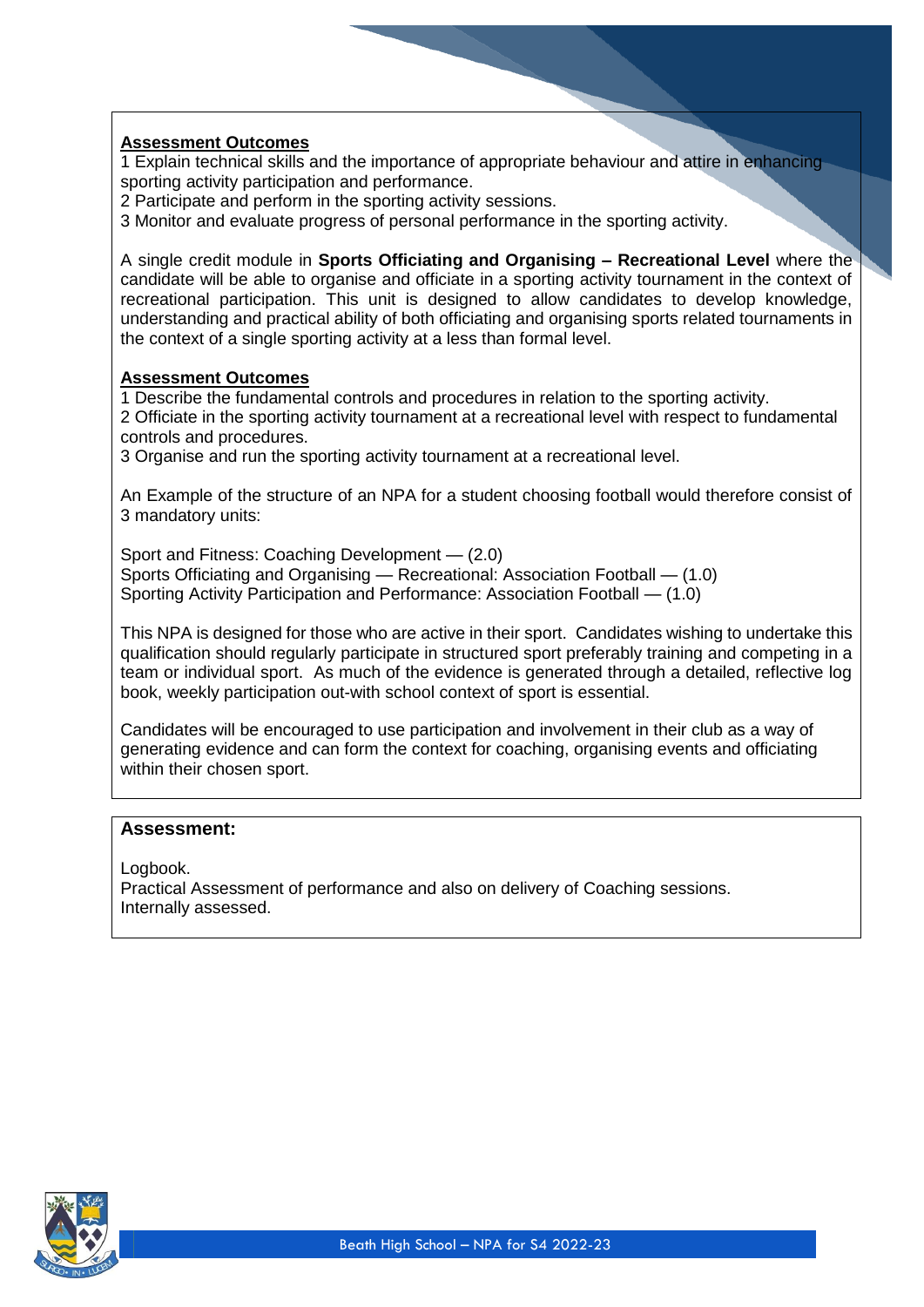**Assessment Outcomes**

1 Explain technical skills and the importance of appropriate behaviour and attire in enhancing sporting activity participation and performance.
2 Participate and perform in the sporting activity sessions.
3 Monitor and evaluate progress of personal performance in the sporting activity.

A single credit module in **Sports Officiating and Organising – Recreational Level** where the candidate will be able to organise and officiate in a sporting activity tournament in the context of recreational participation. This unit is designed to allow candidates to develop knowledge, understanding and practical ability of both officiating and organising sports related tournaments in the context of a single sporting activity at a less than formal level.

**Assessment Outcomes**

1 Describe the fundamental controls and procedures in relation to the sporting activity.
2 Officiate in the sporting activity tournament at a recreational level with respect to fundamental controls and procedures.
3 Organise and run the sporting activity tournament at a recreational level.

An Example of the structure of an NPA for a student choosing football would therefore consist of 3 mandatory units:

Sport and Fitness: Coaching Development — (2.0)
Sports Officiating and Organising — Recreational: Association Football — (1.0)
Sporting Activity Participation and Performance: Association Football — (1.0)

This NPA is designed for those who are active in their sport. Candidates wishing to undertake this qualification should regularly participate in structured sport preferably training and competing in a team or individual sport. As much of the evidence is generated through a detailed, reflective log book, weekly participation out-with school context of sport is essential.

Candidates will be encouraged to use participation and involvement in their club as a way of generating evidence and can form the context for coaching, organising events and officiating within their chosen sport.

**Assessment:**

Logbook.
Practical Assessment of performance and also on delivery of Coaching sessions.
Internally assessed.